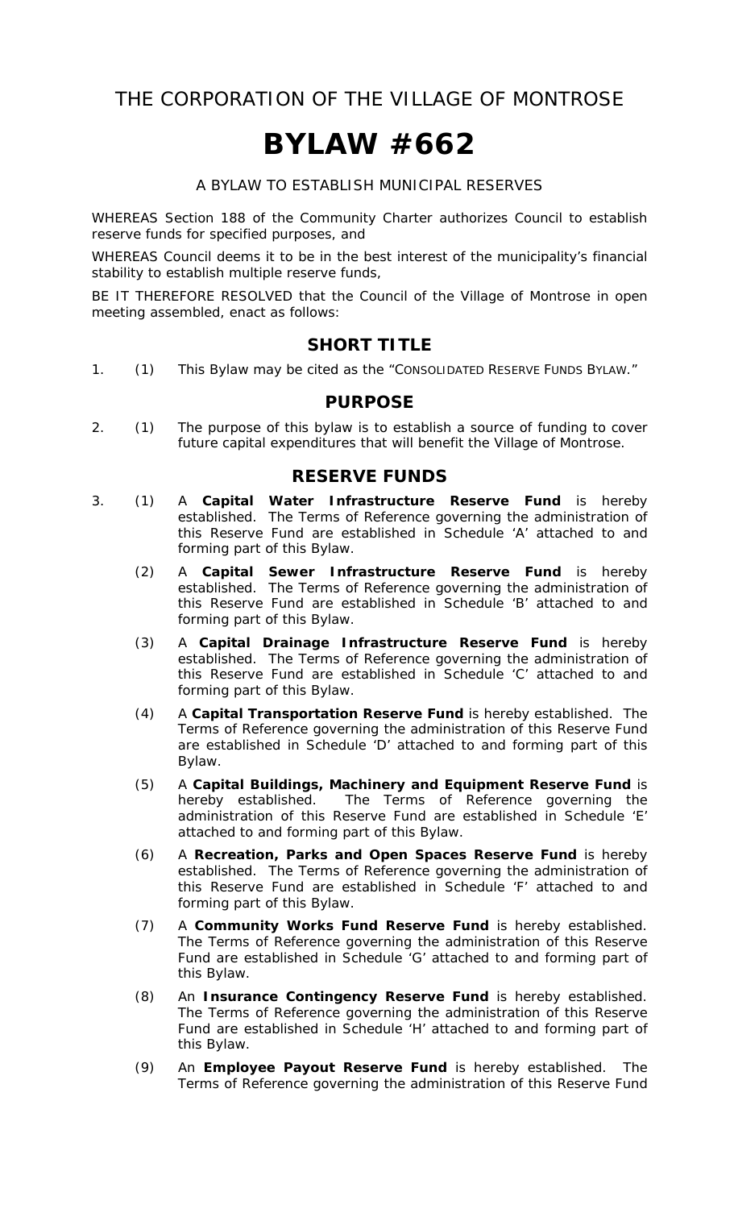# THE CORPORATION OF THE VILLAGE OF MONTROSE

# BYLAW #662

A BYLAW TO ESTABLISH MUNICIPAL RESERVES

WHEREAS Section 188 of the Community Charter authorizes Council to establish reserve funds for specified purposes, and

WHEREAS Council deems it to be in the best interest of the municipality's financial stability to establish multiple reserve funds,

BE IT THEREFORE RESOLVED that the Council of the Village of Montrose in open meeting assembled, enact as follows:

## SHORT TITLE

1. (1) This Bylaw may be cited as the "CONSOLIDATED RESERVE FUNDS BYLAW."

## PURPOSE

2. (1) The purpose of this bylaw is to establish a source of funding to cover future capital expenditures that will benefit the Village of Montrose.

## RESERVE FUNDS

3. (1) A **Capital Water Infrastructure Reserve Fund** is hereby established. The Terms of Reference governing the administration of this Reserve Fund are established in Schedule 'A' attached to and forming part of this Bylaw.

   (2) A **Capital Sewer Infrastructure Reserve Fund** is hereby established. The Terms of Reference governing the administration of this Reserve Fund are established in Schedule 'B' attached to and forming part of this Bylaw.

   (3) A **Capital Drainage Infrastructure Reserve Fund** is hereby established. The Terms of Reference governing the administration of this Reserve Fund are established in Schedule 'C' attached to and forming part of this Bylaw.

   (4) A **Capital Transportation Reserve Fund** is hereby established. The Terms of Reference governing the administration of this Reserve Fund are established in Schedule 'D' attached to and forming part of this Bylaw.

   (5) A **Capital Buildings, Machinery and Equipment Reserve Fund** is hereby established. The Terms of Reference governing the administration of this Reserve Fund are established in Schedule 'E' attached to and forming part of this Bylaw.

   (6) A **Recreation, Parks and Open Spaces Reserve Fund** is hereby established. The Terms of Reference governing the administration of this Reserve Fund are established in Schedule 'F' attached to and forming part of this Bylaw.

   (7) A **Community Works Fund Reserve Fund** is hereby established. The Terms of Reference governing the administration of this Reserve Fund are established in Schedule 'G' attached to and forming part of this Bylaw.

   (8) An **Insurance Contingency Reserve Fund** is hereby established. The Terms of Reference governing the administration of this Reserve Fund are established in Schedule 'H' attached to and forming part of this Bylaw.

   (9) An **Employee Payout Reserve Fund** is hereby established. The Terms of Reference governing the administration of this Reserve Fund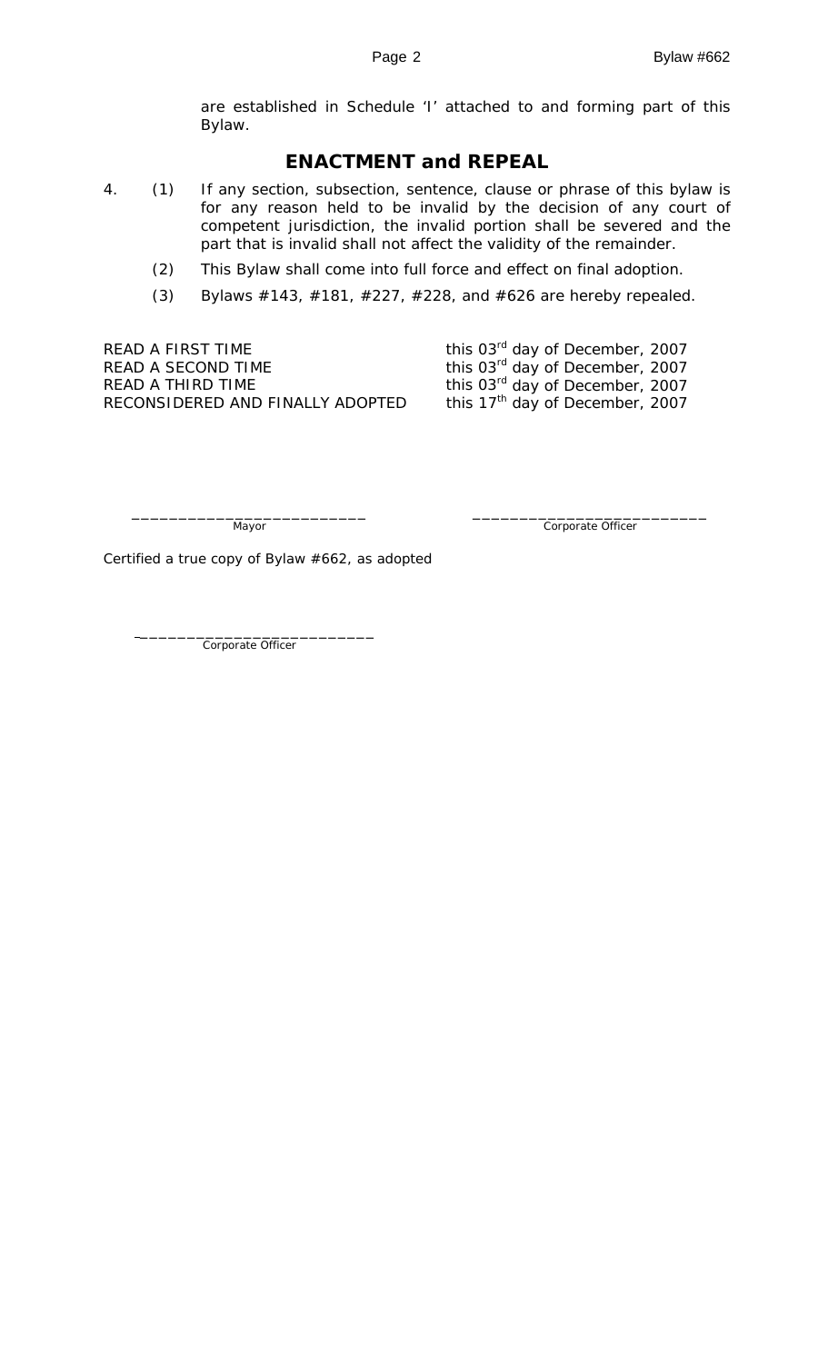are established in Schedule 'I' attached to and forming part of this Bylaw.

## ENACTMENT and REPEAL

4. (1) If any section, subsection, sentence, clause or phrase of this bylaw is for any reason held to be invalid by the decision of any court of competent jurisdiction, the invalid portion shall be severed and the part that is invalid shall not affect the validity of the remainder.

   (2) This Bylaw shall come into full force and effect on final adoption.

   (3) Bylaws #143, #181, #227, #228, and #626 are hereby repealed.

| | |
|---|---|
| READ A FIRST TIME | this 03rd day of December, 2007 |
| READ A SECOND TIME | this 03rd day of December, 2007 |
| READ A THIRD TIME | this 03rd day of December, 2007 |
| RECONSIDERED AND FINALLY ADOPTED | this 17th day of December, 2007 |

_________________________ Mayor

_________________________ Corporate Officer

Certified a true copy of Bylaw #662, as adopted

_________________________ Corporate Officer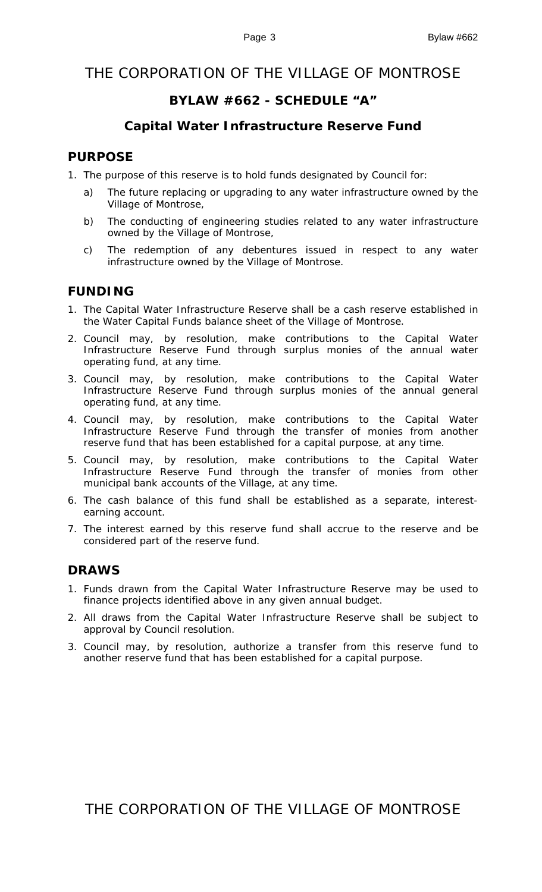# THE CORPORATION OF THE VILLAGE OF MONTROSE

## BYLAW #662 - SCHEDULE "A"

### Capital Water Infrastructure Reserve Fund

## PURPOSE

1. The purpose of this reserve is to hold funds designated by Council for:
   a) The future replacing or upgrading to any water infrastructure owned by the Village of Montrose,
   b) The conducting of engineering studies related to any water infrastructure owned by the Village of Montrose,
   c) The redemption of any debentures issued in respect to any water infrastructure owned by the Village of Montrose.

## FUNDING

1. The Capital Water Infrastructure Reserve shall be a cash reserve established in the Water Capital Funds balance sheet of the Village of Montrose.
2. Council may, by resolution, make contributions to the Capital Water Infrastructure Reserve Fund through surplus monies of the annual water operating fund, at any time.
3. Council may, by resolution, make contributions to the Capital Water Infrastructure Reserve Fund through surplus monies of the annual general operating fund, at any time.
4. Council may, by resolution, make contributions to the Capital Water Infrastructure Reserve Fund through the transfer of monies from another reserve fund that has been established for a capital purpose, at any time.
5. Council may, by resolution, make contributions to the Capital Water Infrastructure Reserve Fund through the transfer of monies from other municipal bank accounts of the Village, at any time.
6. The cash balance of this fund shall be established as a separate, interest-earning account.
7. The interest earned by this reserve fund shall accrue to the reserve and be considered part of the reserve fund.

## DRAWS

1. Funds drawn from the Capital Water Infrastructure Reserve may be used to finance projects identified above in any given annual budget.
2. All draws from the Capital Water Infrastructure Reserve shall be subject to approval by Council resolution.
3. Council may, by resolution, authorize a transfer from this reserve fund to another reserve fund that has been established for a capital purpose.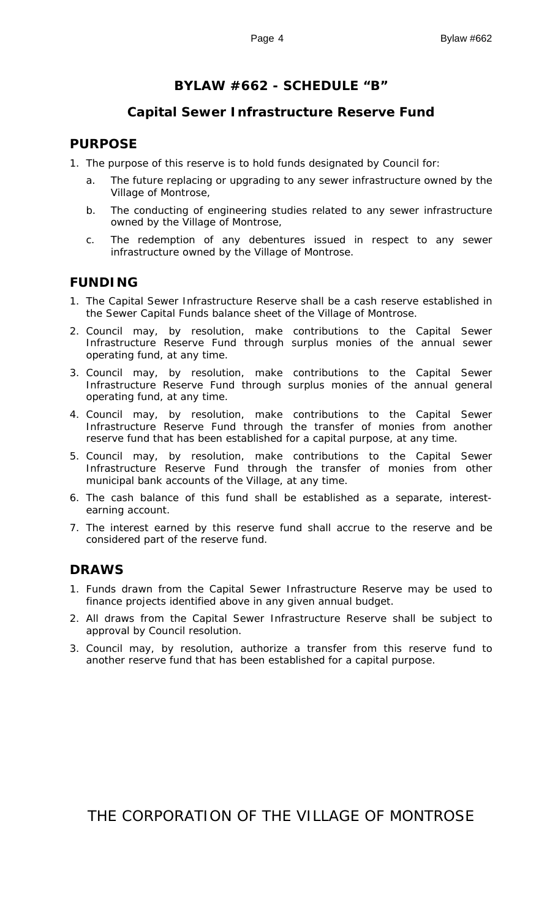# BYLAW #662 - SCHEDULE "B"

## Capital Sewer Infrastructure Reserve Fund

## PURPOSE

1. The purpose of this reserve is to hold funds designated by Council for:
    a. The future replacing or upgrading to any sewer infrastructure owned by the Village of Montrose,
    b. The conducting of engineering studies related to any sewer infrastructure owned by the Village of Montrose,
    c. The redemption of any debentures issued in respect to any sewer infrastructure owned by the Village of Montrose.

## FUNDING

1. The Capital Sewer Infrastructure Reserve shall be a cash reserve established in the Sewer Capital Funds balance sheet of the Village of Montrose.
2. Council may, by resolution, make contributions to the Capital Sewer Infrastructure Reserve Fund through surplus monies of the annual sewer operating fund, at any time.
3. Council may, by resolution, make contributions to the Capital Sewer Infrastructure Reserve Fund through surplus monies of the annual general operating fund, at any time.
4. Council may, by resolution, make contributions to the Capital Sewer Infrastructure Reserve Fund through the transfer of monies from another reserve fund that has been established for a capital purpose, at any time.
5. Council may, by resolution, make contributions to the Capital Sewer Infrastructure Reserve Fund through the transfer of monies from other municipal bank accounts of the Village, at any time.
6. The cash balance of this fund shall be established as a separate, interest-earning account.
7. The interest earned by this reserve fund shall accrue to the reserve and be considered part of the reserve fund.

## DRAWS

1. Funds drawn from the Capital Sewer Infrastructure Reserve may be used to finance projects identified above in any given annual budget.
2. All draws from the Capital Sewer Infrastructure Reserve shall be subject to approval by Council resolution.
3. Council may, by resolution, authorize a transfer from this reserve fund to another reserve fund that has been established for a capital purpose.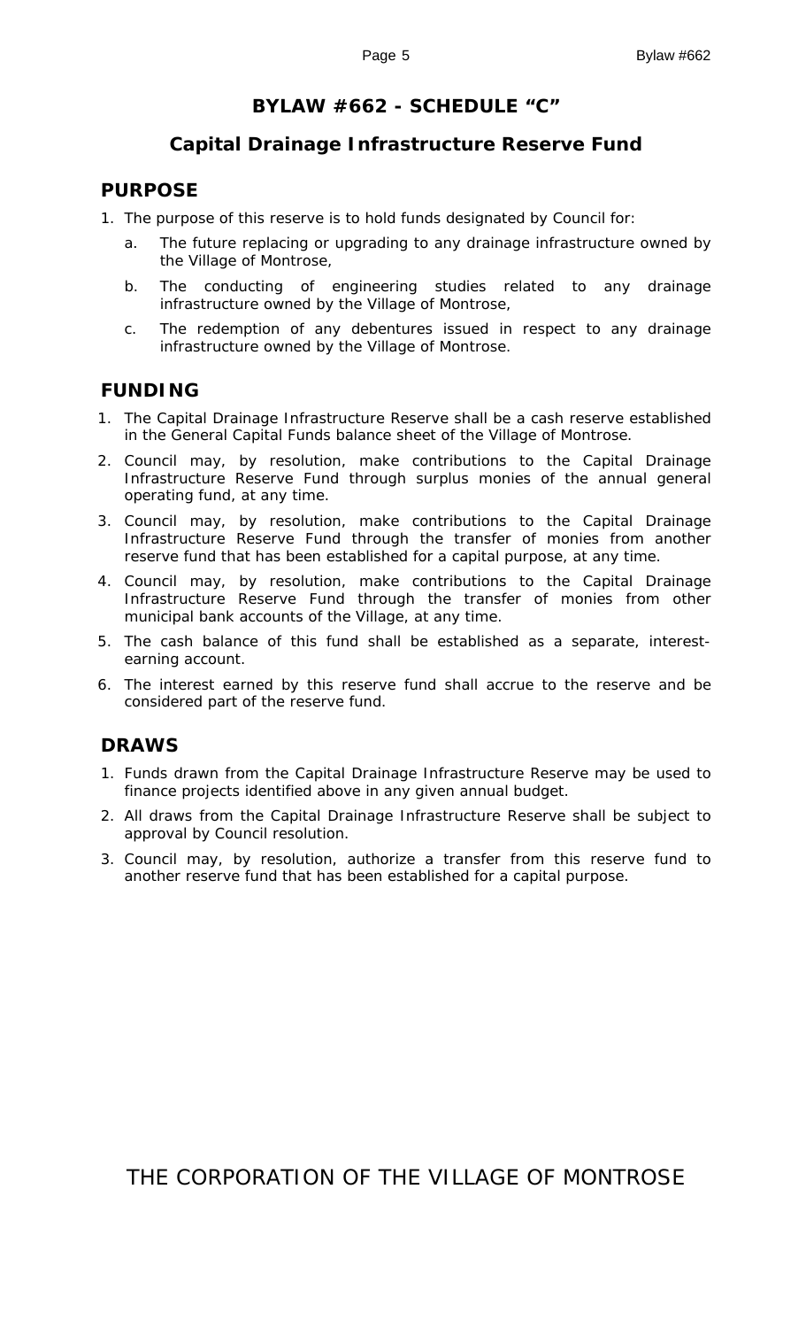# BYLAW #662 - SCHEDULE "C"

## Capital Drainage Infrastructure Reserve Fund

### PURPOSE

1. The purpose of this reserve is to hold funds designated by Council for:
   a. The future replacing or upgrading to any drainage infrastructure owned by the Village of Montrose,
   b. The conducting of engineering studies related to any drainage infrastructure owned by the Village of Montrose,
   c. The redemption of any debentures issued in respect to any drainage infrastructure owned by the Village of Montrose.

### FUNDING

1. The Capital Drainage Infrastructure Reserve shall be a cash reserve established in the General Capital Funds balance sheet of the Village of Montrose.
2. Council may, by resolution, make contributions to the Capital Drainage Infrastructure Reserve Fund through surplus monies of the annual general operating fund, at any time.
3. Council may, by resolution, make contributions to the Capital Drainage Infrastructure Reserve Fund through the transfer of monies from another reserve fund that has been established for a capital purpose, at any time.
4. Council may, by resolution, make contributions to the Capital Drainage Infrastructure Reserve Fund through the transfer of monies from other municipal bank accounts of the Village, at any time.
5. The cash balance of this fund shall be established as a separate, interest-earning account.
6. The interest earned by this reserve fund shall accrue to the reserve and be considered part of the reserve fund.

### DRAWS

1. Funds drawn from the Capital Drainage Infrastructure Reserve may be used to finance projects identified above in any given annual budget.
2. All draws from the Capital Drainage Infrastructure Reserve shall be subject to approval by Council resolution.
3. Council may, by resolution, authorize a transfer from this reserve fund to another reserve fund that has been established for a capital purpose.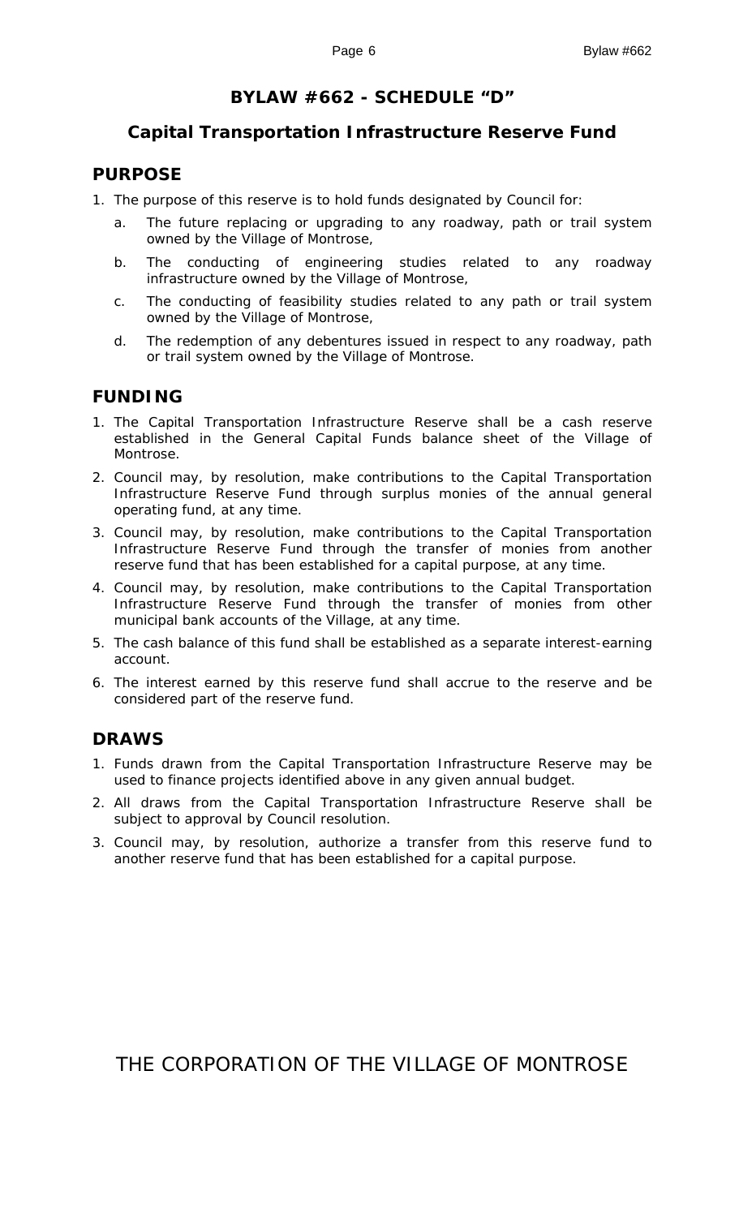# BYLAW #662 - SCHEDULE "D"

## Capital Transportation Infrastructure Reserve Fund

## PURPOSE

1. The purpose of this reserve is to hold funds designated by Council for:
   a. The future replacing or upgrading to any roadway, path or trail system owned by the Village of Montrose,
   b. The conducting of engineering studies related to any roadway infrastructure owned by the Village of Montrose,
   c. The conducting of feasibility studies related to any path or trail system owned by the Village of Montrose,
   d. The redemption of any debentures issued in respect to any roadway, path or trail system owned by the Village of Montrose.

## FUNDING

1. The Capital Transportation Infrastructure Reserve shall be a cash reserve established in the General Capital Funds balance sheet of the Village of Montrose.
2. Council may, by resolution, make contributions to the Capital Transportation Infrastructure Reserve Fund through surplus monies of the annual general operating fund, at any time.
3. Council may, by resolution, make contributions to the Capital Transportation Infrastructure Reserve Fund through the transfer of monies from another reserve fund that has been established for a capital purpose, at any time.
4. Council may, by resolution, make contributions to the Capital Transportation Infrastructure Reserve Fund through the transfer of monies from other municipal bank accounts of the Village, at any time.
5. The cash balance of this fund shall be established as a separate interest-earning account.
6. The interest earned by this reserve fund shall accrue to the reserve and be considered part of the reserve fund.

## DRAWS

1. Funds drawn from the Capital Transportation Infrastructure Reserve may be used to finance projects identified above in any given annual budget.
2. All draws from the Capital Transportation Infrastructure Reserve shall be subject to approval by Council resolution.
3. Council may, by resolution, authorize a transfer from this reserve fund to another reserve fund that has been established for a capital purpose.

THE CORPORATION OF THE VILLAGE OF MONTROSE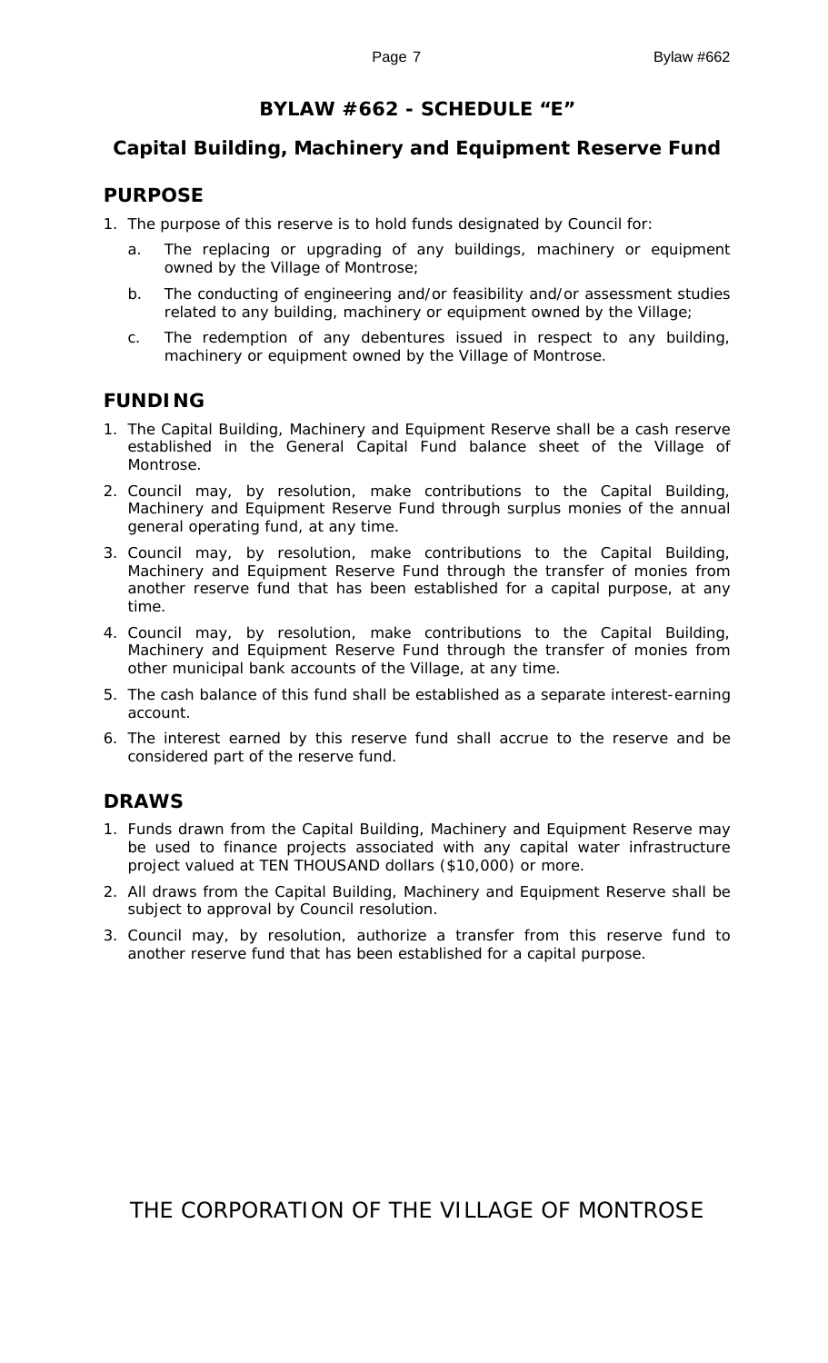# BYLAW #662 - SCHEDULE "E"

## Capital Building, Machinery and Equipment Reserve Fund

### PURPOSE

1. The purpose of this reserve is to hold funds designated by Council for:
   a. The replacing or upgrading of any buildings, machinery or equipment owned by the Village of Montrose;
   b. The conducting of engineering and/or feasibility and/or assessment studies related to any building, machinery or equipment owned by the Village;
   c. The redemption of any debentures issued in respect to any building, machinery or equipment owned by the Village of Montrose.

### FUNDING

1. The Capital Building, Machinery and Equipment Reserve shall be a cash reserve established in the General Capital Fund balance sheet of the Village of Montrose.
2. Council may, by resolution, make contributions to the Capital Building, Machinery and Equipment Reserve Fund through surplus monies of the annual general operating fund, at any time.
3. Council may, by resolution, make contributions to the Capital Building, Machinery and Equipment Reserve Fund through the transfer of monies from another reserve fund that has been established for a capital purpose, at any time.
4. Council may, by resolution, make contributions to the Capital Building, Machinery and Equipment Reserve Fund through the transfer of monies from other municipal bank accounts of the Village, at any time.
5. The cash balance of this fund shall be established as a separate interest-earning account.
6. The interest earned by this reserve fund shall accrue to the reserve and be considered part of the reserve fund.

### DRAWS

1. Funds drawn from the Capital Building, Machinery and Equipment Reserve may be used to finance projects associated with any capital water infrastructure project valued at TEN THOUSAND dollars ($10,000) or more.
2. All draws from the Capital Building, Machinery and Equipment Reserve shall be subject to approval by Council resolution.
3. Council may, by resolution, authorize a transfer from this reserve fund to another reserve fund that has been established for a capital purpose.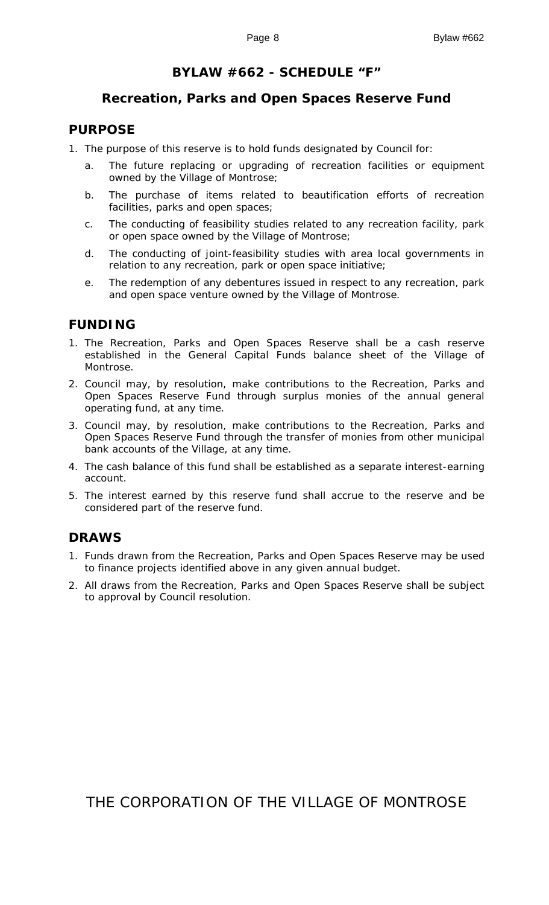## BYLAW #662 - SCHEDULE "F"

## Recreation, Parks and Open Spaces Reserve Fund

### PURPOSE

1. The purpose of this reserve is to hold funds designated by Council for:
   a. The future replacing or upgrading of recreation facilities or equipment owned by the Village of Montrose;
   b. The purchase of items related to beautification efforts of recreation facilities, parks and open spaces;
   c. The conducting of feasibility studies related to any recreation facility, park or open space owned by the Village of Montrose;
   d. The conducting of joint-feasibility studies with area local governments in relation to any recreation, park or open space initiative;
   e. The redemption of any debentures issued in respect to any recreation, park and open space venture owned by the Village of Montrose.

### FUNDING

1. The Recreation, Parks and Open Spaces Reserve shall be a cash reserve established in the General Capital Funds balance sheet of the Village of Montrose.
2. Council may, by resolution, make contributions to the Recreation, Parks and Open Spaces Reserve Fund through surplus monies of the annual general operating fund, at any time.
3. Council may, by resolution, make contributions to the Recreation, Parks and Open Spaces Reserve Fund through the transfer of monies from other municipal bank accounts of the Village, at any time.
4. The cash balance of this fund shall be established as a separate interest-earning account.
5. The interest earned by this reserve fund shall accrue to the reserve and be considered part of the reserve fund.

### DRAWS

1. Funds drawn from the Recreation, Parks and Open Spaces Reserve may be used to finance projects identified above in any given annual budget.
2. All draws from the Recreation, Parks and Open Spaces Reserve shall be subject to approval by Council resolution.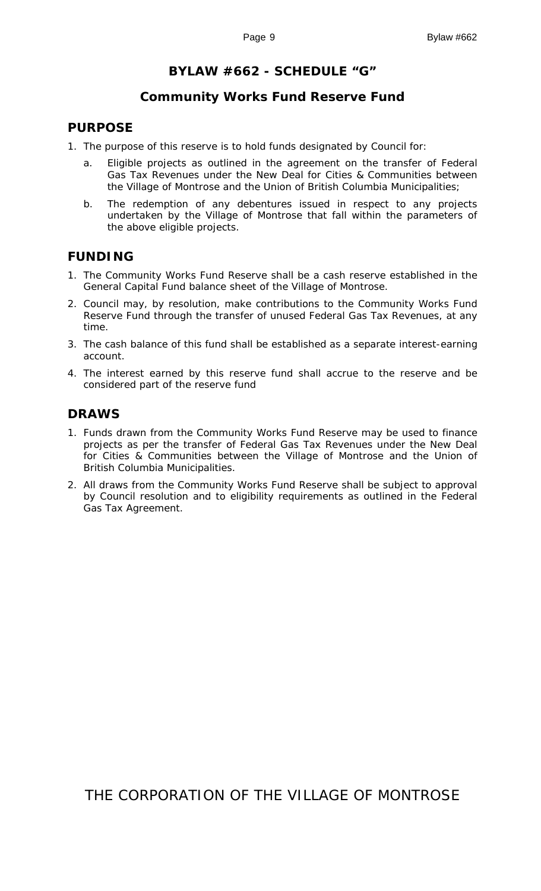# BYLAW #662 - SCHEDULE "G"

## Community Works Fund Reserve Fund

### PURPOSE

1. The purpose of this reserve is to hold funds designated by Council for:
   a. Eligible projects as outlined in the agreement on the transfer of Federal Gas Tax Revenues under the New Deal for Cities & Communities between the Village of Montrose and the Union of British Columbia Municipalities;
   b. The redemption of any debentures issued in respect to any projects undertaken by the Village of Montrose that fall within the parameters of the above eligible projects.

### FUNDING

1. The Community Works Fund Reserve shall be a cash reserve established in the General Capital Fund balance sheet of the Village of Montrose.
2. Council may, by resolution, make contributions to the Community Works Fund Reserve Fund through the transfer of unused Federal Gas Tax Revenues, at any time.
3. The cash balance of this fund shall be established as a separate interest-earning account.
4. The interest earned by this reserve fund shall accrue to the reserve and be considered part of the reserve fund

### DRAWS

1. Funds drawn from the Community Works Fund Reserve may be used to finance projects as per the transfer of Federal Gas Tax Revenues under the New Deal for Cities & Communities between the Village of Montrose and the Union of British Columbia Municipalities.
2. All draws from the Community Works Fund Reserve shall be subject to approval by Council resolution and to eligibility requirements as outlined in the Federal Gas Tax Agreement.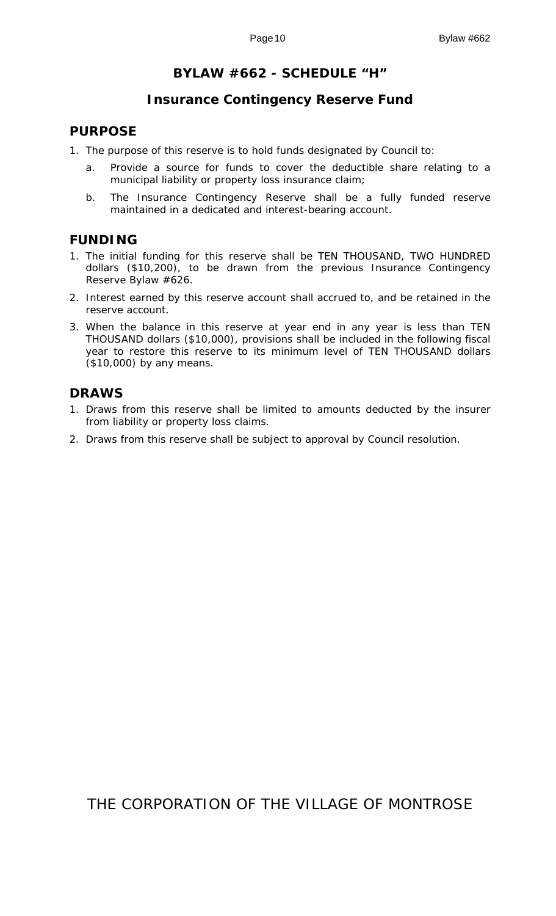# BYLAW #662 - SCHEDULE "H"

## Insurance Contingency Reserve Fund

### PURPOSE

1. The purpose of this reserve is to hold funds designated by Council to:
   a. Provide a source for funds to cover the deductible share relating to a municipal liability or property loss insurance claim;
   b. The Insurance Contingency Reserve shall be a fully funded reserve maintained in a dedicated and interest-bearing account.

### FUNDING

1. The initial funding for this reserve shall be TEN THOUSAND, TWO HUNDRED dollars ($10,200), to be drawn from the previous Insurance Contingency Reserve Bylaw #626.
2. Interest earned by this reserve account shall accrued to, and be retained in the reserve account.
3. When the balance in this reserve at year end in any year is less than TEN THOUSAND dollars ($10,000), provisions shall be included in the following fiscal year to restore this reserve to its minimum level of TEN THOUSAND dollars ($10,000) by any means.

### DRAWS

1. Draws from this reserve shall be limited to amounts deducted by the insurer from liability or property loss claims.
2. Draws from this reserve shall be subject to approval by Council resolution.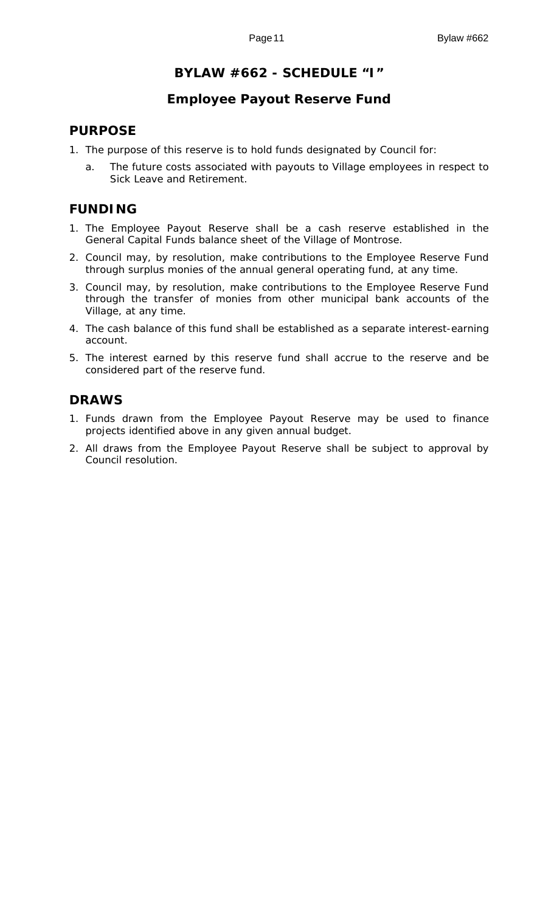# BYLAW #662 - SCHEDULE "I"

## Employee Payout Reserve Fund

### PURPOSE

1. The purpose of this reserve is to hold funds designated by Council for:
   a. The future costs associated with payouts to Village employees in respect to Sick Leave and Retirement.

### FUNDING

1. The Employee Payout Reserve shall be a cash reserve established in the General Capital Funds balance sheet of the Village of Montrose.
2. Council may, by resolution, make contributions to the Employee Reserve Fund through surplus monies of the annual general operating fund, at any time.
3. Council may, by resolution, make contributions to the Employee Reserve Fund through the transfer of monies from other municipal bank accounts of the Village, at any time.
4. The cash balance of this fund shall be established as a separate interest-earning account.
5. The interest earned by this reserve fund shall accrue to the reserve and be considered part of the reserve fund.

### DRAWS

1. Funds drawn from the Employee Payout Reserve may be used to finance projects identified above in any given annual budget.
2. All draws from the Employee Payout Reserve shall be subject to approval by Council resolution.